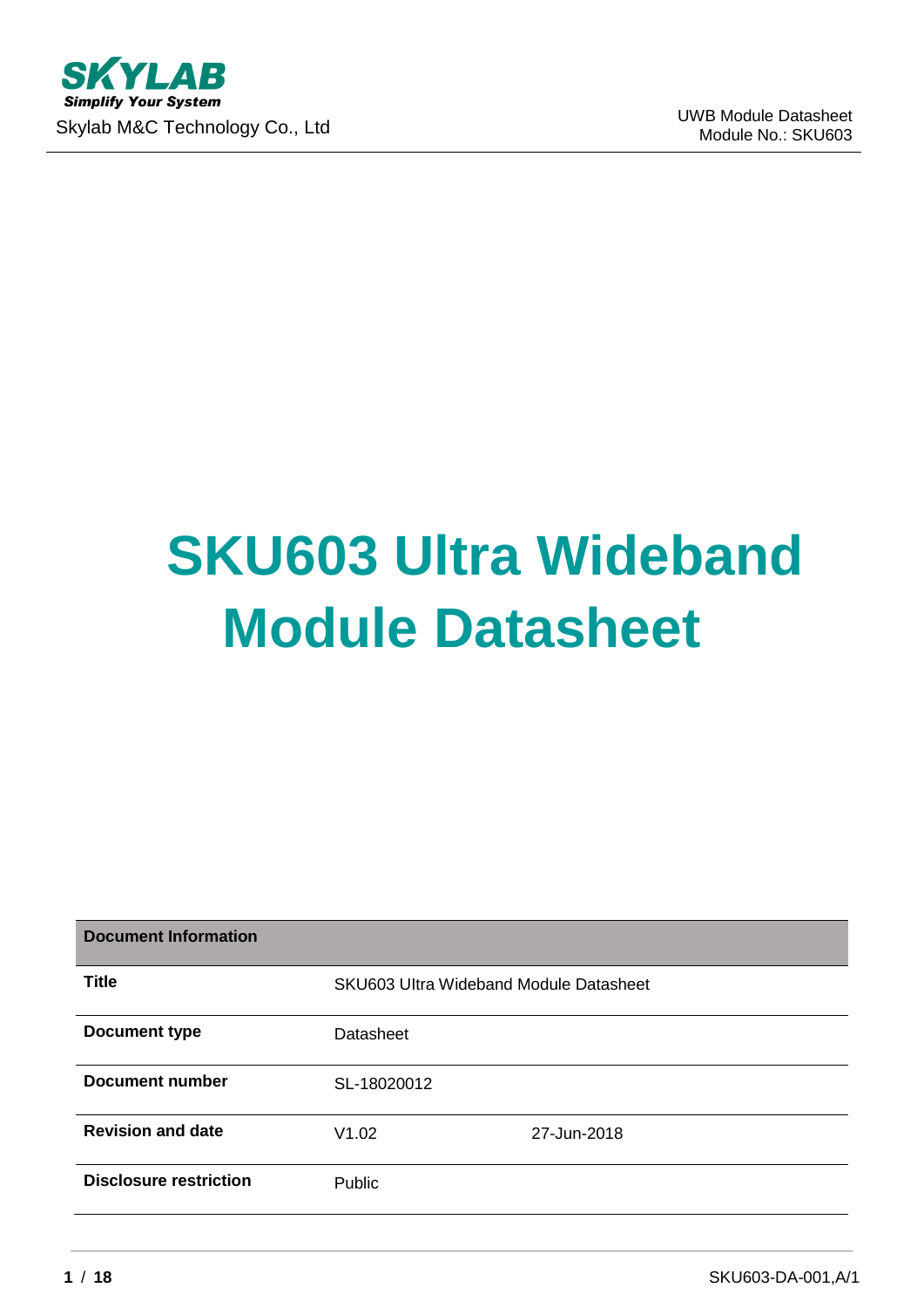# SKU603 Ultra Wideband Module Datasheet

| Document Information | | |
|---|---|---|
| **Title** | SKU603 Ultra Wideband Module Datasheet | |
| **Document type** | Datasheet | |
| **Document number** | SL-18020012 | |
| **Revision and date** | V1.02 | 27-Jun-2018 |
| **Disclosure restriction** | Public | |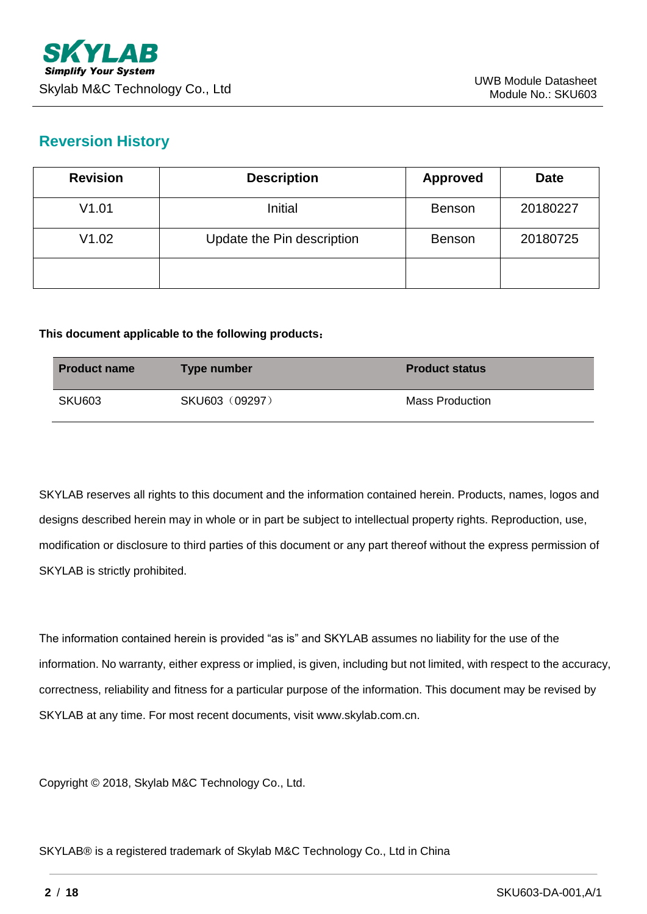## Reversion History

| Revision | Description | Approved | Date |
|---|---|---|---|
| V1.01 | Initial | Benson | 20180227 |
| V1.02 | Update the Pin description | Benson | 20180725 |
| | | | |

**This document applicable to the following products：**

| Product name | Type number | Product status |
|---|---|---|
| SKU603 | SKU603（09297） | Mass Production |

SKYLAB reserves all rights to this document and the information contained herein. Products, names, logos and designs described herein may in whole or in part be subject to intellectual property rights. Reproduction, use, modification or disclosure to third parties of this document or any part thereof without the express permission of SKYLAB is strictly prohibited.

The information contained herein is provided “as is” and SKYLAB assumes no liability for the use of the information. No warranty, either express or implied, is given, including but not limited, with respect to the accuracy, correctness, reliability and fitness for a particular purpose of the information. This document may be revised by SKYLAB at any time. For most recent documents, visit www.skylab.com.cn.

Copyright © 2018, Skylab M&C Technology Co., Ltd.

SKYLAB® is a registered trademark of Skylab M&C Technology Co., Ltd in China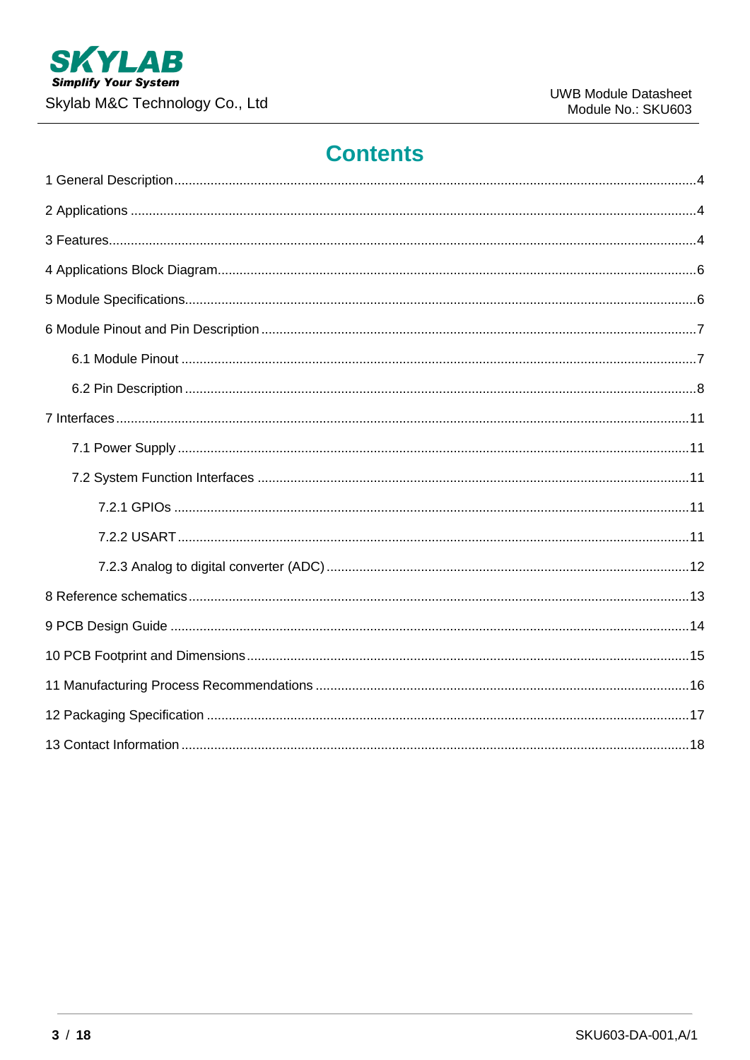# Contents

1 General Description .....4

2 Applications .....4

3 Features .....4

4 Applications Block Diagram .....6

5 Module Specifications .....6

6 Module Pinout and Pin Description .....7

- 6.1 Module Pinout .....7
- 6.2 Pin Description .....8

7 Interfaces .....11

- 7.1 Power Supply .....11
- 7.2 System Function Interfaces .....11
  - 7.2.1 GPIOs .....11
  - 7.2.2 USART .....11
  - 7.2.3 Analog to digital converter (ADC) .....12

8 Reference schematics .....13

9 PCB Design Guide .....14

10 PCB Footprint and Dimensions .....15

11 Manufacturing Process Recommendations .....16

12 Packaging Specification .....17

13 Contact Information .....18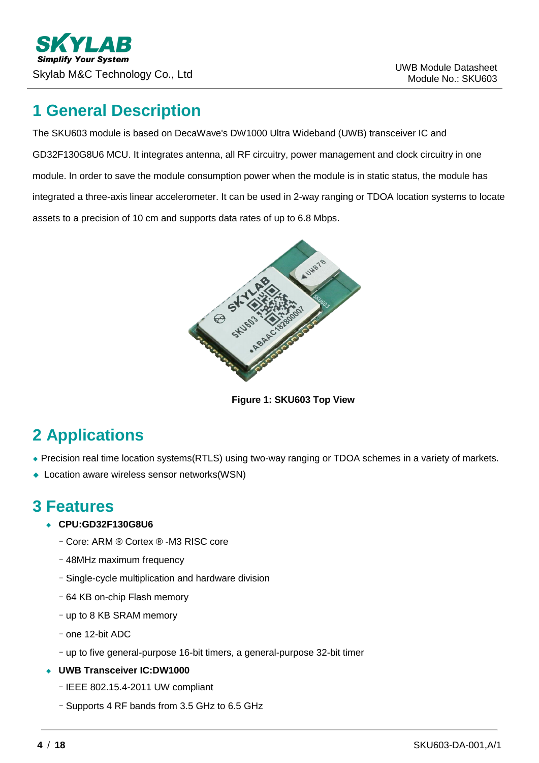# 1 General Description

The SKU603 module is based on DecaWave's DW1000 Ultra Wideband (UWB) transceiver IC and GD32F130G8U6 MCU. It integrates antenna, all RF circuitry, power management and clock circuitry in one module. In order to save the module consumption power when the module is in static status, the module has integrated a three-axis linear accelerometer. It can be used in 2-way ranging or TDOA location systems to locate assets to a precision of 10 cm and supports data rates of up to 6.8 Mbps.

**Figure 1: SKU603 Top View**

# 2 Applications

- Precision real time location systems(RTLS) using two-way ranging or TDOA schemes in a variety of markets.
- Location aware wireless sensor networks(WSN)

# 3 Features

- **CPU:GD32F130G8U6**
  - Core: ARM ® Cortex ® -M3 RISC core
  - 48MHz maximum frequency
  - Single-cycle multiplication and hardware division
  - 64 KB on-chip Flash memory
  - up to 8 KB SRAM memory
  - one 12-bit ADC
  - up to five general-purpose 16-bit timers, a general-purpose 32-bit timer
- **UWB Transceiver IC:DW1000**
  - IEEE 802.15.4-2011 UW compliant
  - Supports 4 RF bands from 3.5 GHz to 6.5 GHz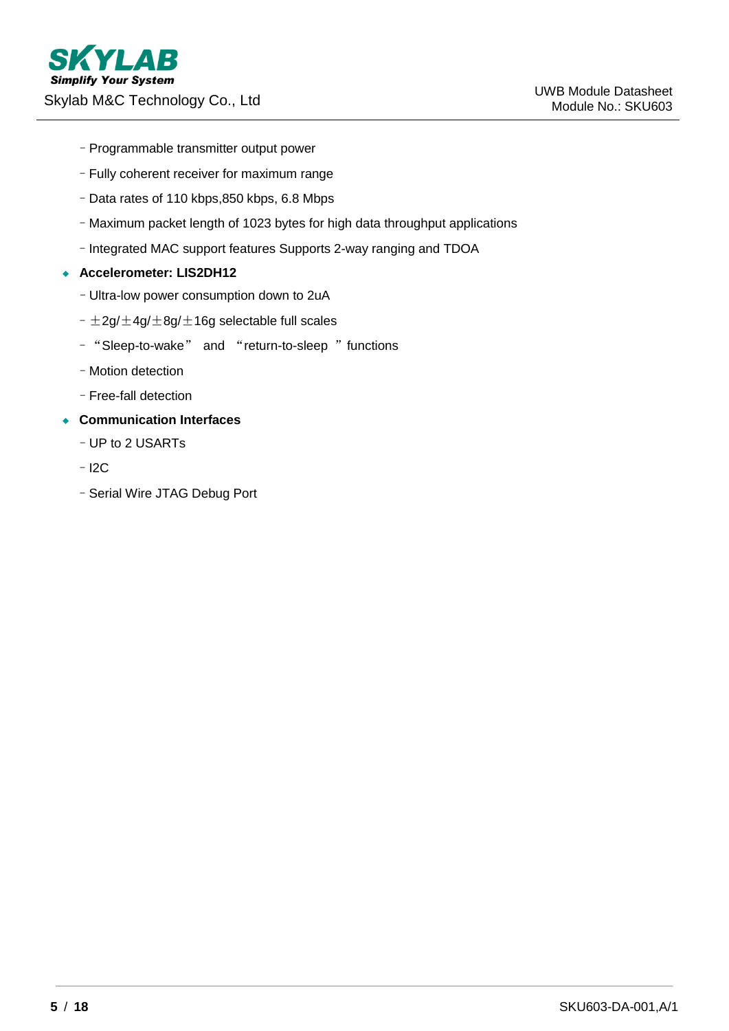- Programmable transmitter output power
- Fully coherent receiver for maximum range
- Data rates of 110 kbps,850 kbps, 6.8 Mbps
- Maximum packet length of 1023 bytes for high data throughput applications
- Integrated MAC support features Supports 2-way ranging and TDOA

- **Accelerometer: LIS2DH12**
  - Ultra-low power consumption down to 2uA
  - ±2g/±4g/±8g/±16g selectable full scales
  - “Sleep-to-wake” and “return-to-sleep ” functions
  - Motion detection
  - Free-fall detection

- **Communication Interfaces**
  - UP to 2 USARTs
  - I2C
  - Serial Wire JTAG Debug Port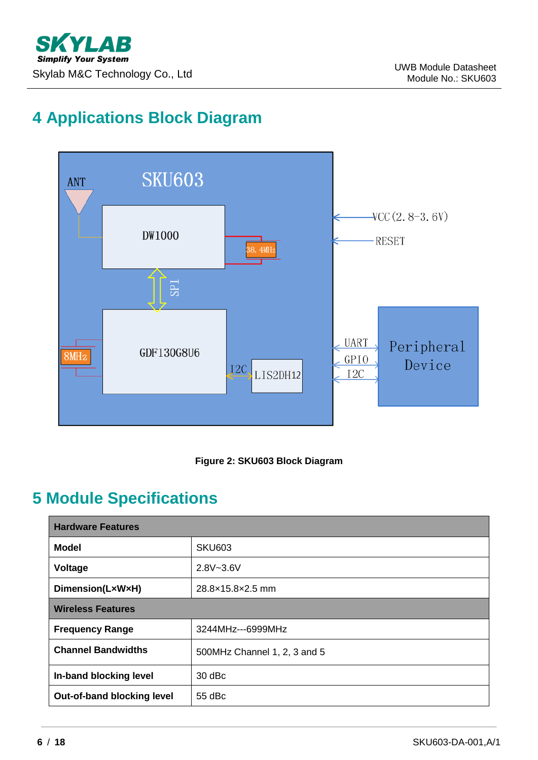# 4 Applications Block Diagram

Figure 2: SKU603 Block Diagram

# 5 Module Specifications

| Hardware Features | |
|---|---|
| **Model** | SKU603 |
| **Voltage** | 2.8V~3.6V |
| **Dimension(L×W×H)** | 28.8×15.8×2.5 mm |
| **Wireless Features** | |
| **Frequency Range** | 3244MHz---6999MHz |
| **Channel Bandwidths** | 500MHz Channel 1, 2, 3 and 5 |
| **In-band blocking level** | 30 dBc |
| **Out-of-band blocking level** | 55 dBc |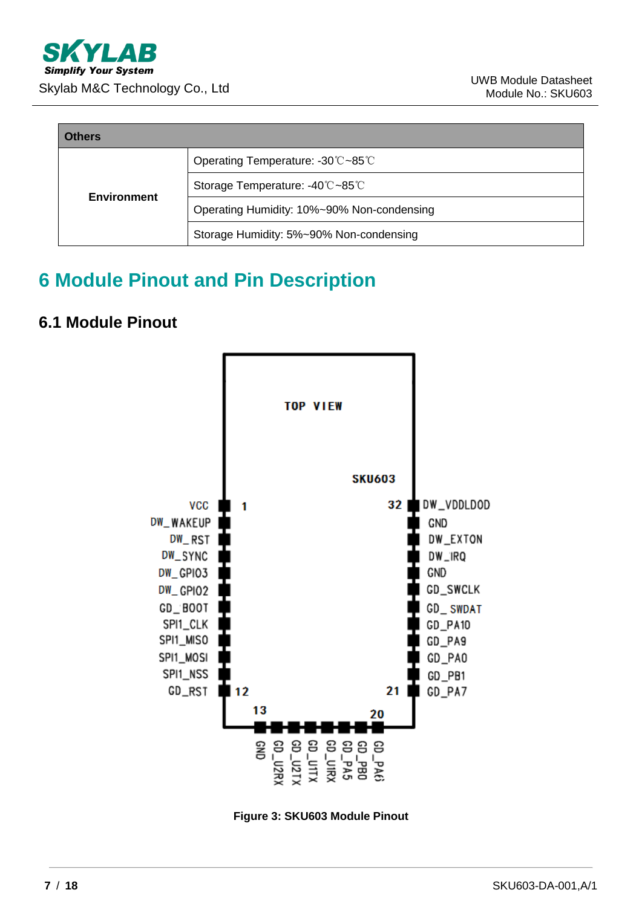| Others | |
|---|---|
| **Environment** | Operating Temperature: -30℃~85℃ |
| | Storage Temperature: -40℃~85℃ |
| | Operating Humidity: 10%~90% Non-condensing |
| | Storage Humidity: 5%~90% Non-condensing |

# 6 Module Pinout and Pin Description

## 6.1 Module Pinout

TOP VIEW

SKU603

| Pin | Name | Pin | Name |
|---|---|---|---|
| 1 | VCC | 32 | DW_VDDLDOD |
| 2 | DW_WAKEUP | 31 | GND |
| 3 | DW_RST | 30 | DW_EXTON |
| 4 | DW_SYNC | 29 | DW_IRQ |
| 5 | DW_GPIO3 | 28 | GND |
| 6 | DW_GPIO2 | 27 | GD_SWCLK |
| 7 | GD_BOOT | 26 | GD_SWDAT |
| 8 | SPI1_CLK | 25 | GD_PA10 |
| 9 | SPI1_MISO | 24 | GD_PA9 |
| 10 | SPI1_MOSI | 23 | GD_PA0 |
| 11 | SPI1_NSS | 22 | GD_PB1 |
| 12 | GD_RST | 21 | GD_PA7 |

Bottom pins 13–20: GND, GD_U2RX, GD_U2TX, GD_U1TX, GD_U1RX, GD_PA5, GD_PB0, GD_PA6

**Figure 3: SKU603 Module Pinout**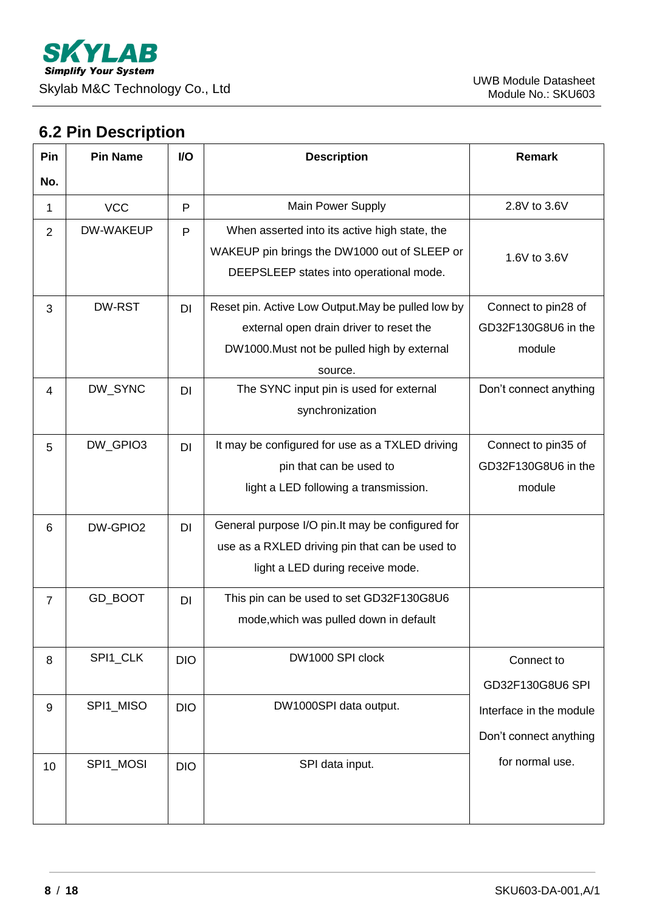## 6.2 Pin Description

| Pin No. | Pin Name | I/O | Description | Remark |
|---|---|---|---|---|
| 1 | VCC | P | Main Power Supply | 2.8V to 3.6V |
| 2 | DW-WAKEUP | P | When asserted into its active high state, the WAKEUP pin brings the DW1000 out of SLEEP or DEEPSLEEP states into operational mode. | 1.6V to 3.6V |
| 3 | DW-RST | DI | Reset pin. Active Low Output.May be pulled low by external open drain driver to reset the DW1000.Must not be pulled high by external source. | Connect to pin28 of GD32F130G8U6 in the module |
| 4 | DW_SYNC | DI | The SYNC input pin is used for external synchronization | Don't connect anything |
| 5 | DW_GPIO3 | DI | It may be configured for use as a TXLED driving pin that can be used to light a LED following a transmission. | Connect to pin35 of GD32F130G8U6 in the module |
| 6 | DW-GPIO2 | DI | General purpose I/O pin.It may be configured for use as a RXLED driving pin that can be used to light a LED during receive mode. | |
| 7 | GD_BOOT | DI | This pin can be used to set GD32F130G8U6 mode,which was pulled down in default | |
| 8 | SPI1_CLK | DIO | DW1000 SPI clock | Connect to GD32F130G8U6 SPI Interface in the module Don't connect anything for normal use. |
| 9 | SPI1_MISO | DIO | DW1000SPI data output. | |
| 10 | SPI1_MOSI | DIO | SPI data input. | |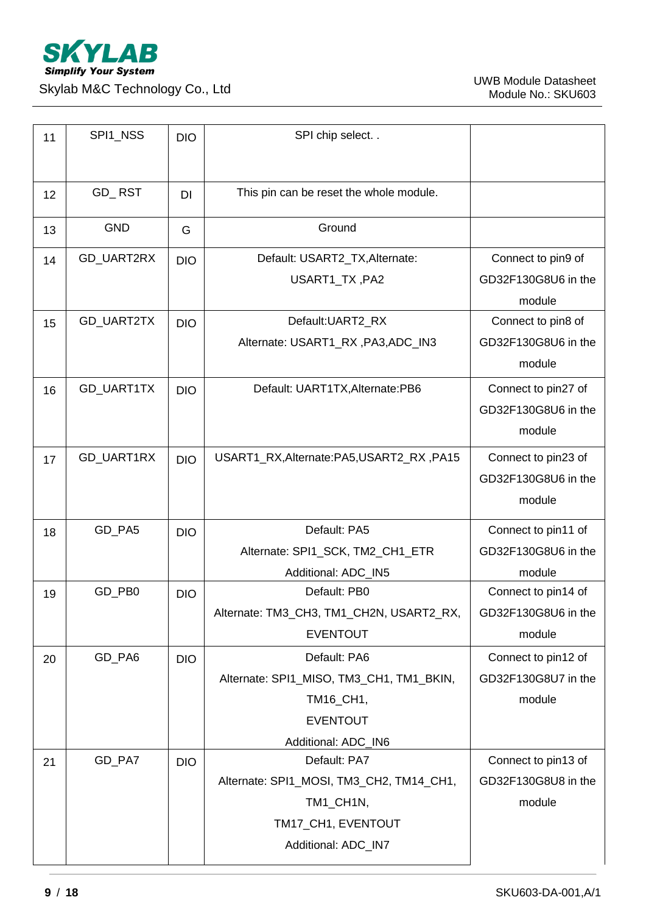| 11 | SPI1_NSS | DIO | SPI chip select. . | |
|---|---|---|---|---|
| 12 | GD_ RST | DI | This pin can be reset the whole module. | |
| 13 | GND | G | Ground | |
| 14 | GD_UART2RX | DIO | Default: USART2_TX,Alternate: USART1_TX ,PA2 | Connect to pin9 of GD32F130G8U6 in the module |
| 15 | GD_UART2TX | DIO | Default:UART2_RX Alternate: USART1_RX ,PA3,ADC_IN3 | Connect to pin8 of GD32F130G8U6 in the module |
| 16 | GD_UART1TX | DIO | Default: UART1TX,Alternate:PB6 | Connect to pin27 of GD32F130G8U6 in the module |
| 17 | GD_UART1RX | DIO | USART1_RX,Alternate:PA5,USART2_RX ,PA15 | Connect to pin23 of GD32F130G8U6 in the module |
| 18 | GD_PA5 | DIO | Default: PA5 Alternate: SPI1_SCK, TM2_CH1_ETR Additional: ADC_IN5 | Connect to pin11 of GD32F130G8U6 in the module |
| 19 | GD_PB0 | DIO | Default: PB0 Alternate: TM3_CH3, TM1_CH2N, USART2_RX, EVENTOUT | Connect to pin14 of GD32F130G8U6 in the module |
| 20 | GD_PA6 | DIO | Default: PA6 Alternate: SPI1_MISO, TM3_CH1, TM1_BKIN, TM16_CH1, EVENTOUT Additional: ADC_IN6 | Connect to pin12 of GD32F130G8U7 in the module |
| 21 | GD_PA7 | DIO | Default: PA7 Alternate: SPI1_MOSI, TM3_CH2, TM14_CH1, TM1_CH1N, TM17_CH1, EVENTOUT Additional: ADC_IN7 | Connect to pin13 of GD32F130G8U8 in the module |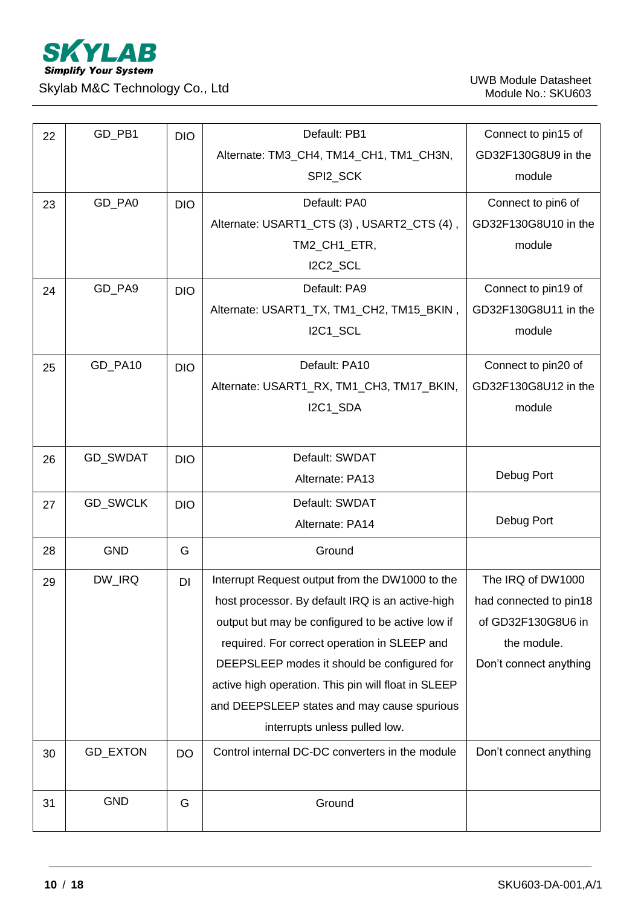| 22 | GD_PB1 | DIO | Default: PB1<br>Alternate: TM3_CH4, TM14_CH1, TM1_CH3N, SPI2_SCK | Connect to pin15 of GD32F130G8U9 in the module |
|---|---|---|---|---|
| 23 | GD_PA0 | DIO | Default: PA0<br>Alternate: USART1_CTS (3) , USART2_CTS (4) , TM2_CH1_ETR,<br>I2C2_SCL | Connect to pin6 of GD32F130G8U10 in the module |
| 24 | GD_PA9 | DIO | Default: PA9<br>Alternate: USART1_TX, TM1_CH2, TM15_BKIN , I2C1_SCL | Connect to pin19 of GD32F130G8U11 in the module |
| 25 | GD_PA10 | DIO | Default: PA10<br>Alternate: USART1_RX, TM1_CH3, TM17_BKIN, I2C1_SDA | Connect to pin20 of GD32F130G8U12 in the module |
| 26 | GD_SWDAT | DIO | Default: SWDAT<br>Alternate: PA13 | Debug Port |
| 27 | GD_SWCLK | DIO | Default: SWDAT<br>Alternate: PA14 | Debug Port |
| 28 | GND | G | Ground | |
| 29 | DW_IRQ | DI | Interrupt Request output from the DW1000 to the host processor. By default IRQ is an active-high output but may be configured to be active low if required. For correct operation in SLEEP and DEEPSLEEP modes it should be configured for active high operation. This pin will float in SLEEP and DEEPSLEEP states and may cause spurious interrupts unless pulled low. | The IRQ of DW1000 had connected to pin18 of GD32F130G8U6 in the module.<br>Don't connect anything |
| 30 | GD_EXTON | DO | Control internal DC-DC converters in the module | Don't connect anything |
| 31 | GND | G | Ground | |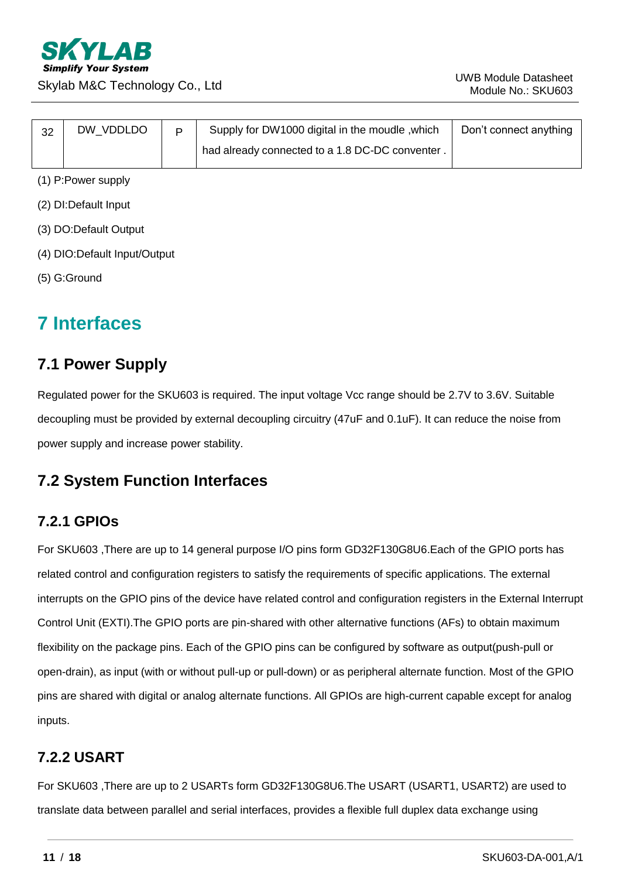| 32 | DW_VDDLDO | P | Supply for DW1000 digital in the moudle ,which had already connected to a 1.8 DC-DC conventer . | Don't connect anything |
|---|---|---|---|---|

(1) P:Power supply

(2) DI:Default Input

(3) DO:Default Output

(4) DIO:Default Input/Output

(5) G:Ground

# 7 Interfaces

## 7.1 Power Supply

Regulated power for the SKU603 is required. The input voltage Vcc range should be 2.7V to 3.6V. Suitable decoupling must be provided by external decoupling circuitry (47uF and 0.1uF). It can reduce the noise from power supply and increase power stability.

## 7.2 System Function Interfaces

### 7.2.1 GPIOs

For SKU603 ,There are up to 14 general purpose I/O pins form GD32F130G8U6.Each of the GPIO ports has related control and configuration registers to satisfy the requirements of specific applications. The external interrupts on the GPIO pins of the device have related control and configuration registers in the External Interrupt Control Unit (EXTI).The GPIO ports are pin-shared with other alternative functions (AFs) to obtain maximum flexibility on the package pins. Each of the GPIO pins can be configured by software as output(push-pull or open-drain), as input (with or without pull-up or pull-down) or as peripheral alternate function. Most of the GPIO pins are shared with digital or analog alternate functions. All GPIOs are high-current capable except for analog inputs.

### 7.2.2 USART

For SKU603 ,There are up to 2 USARTs form GD32F130G8U6.The USART (USART1, USART2) are used to translate data between parallel and serial interfaces, provides a flexible full duplex data exchange using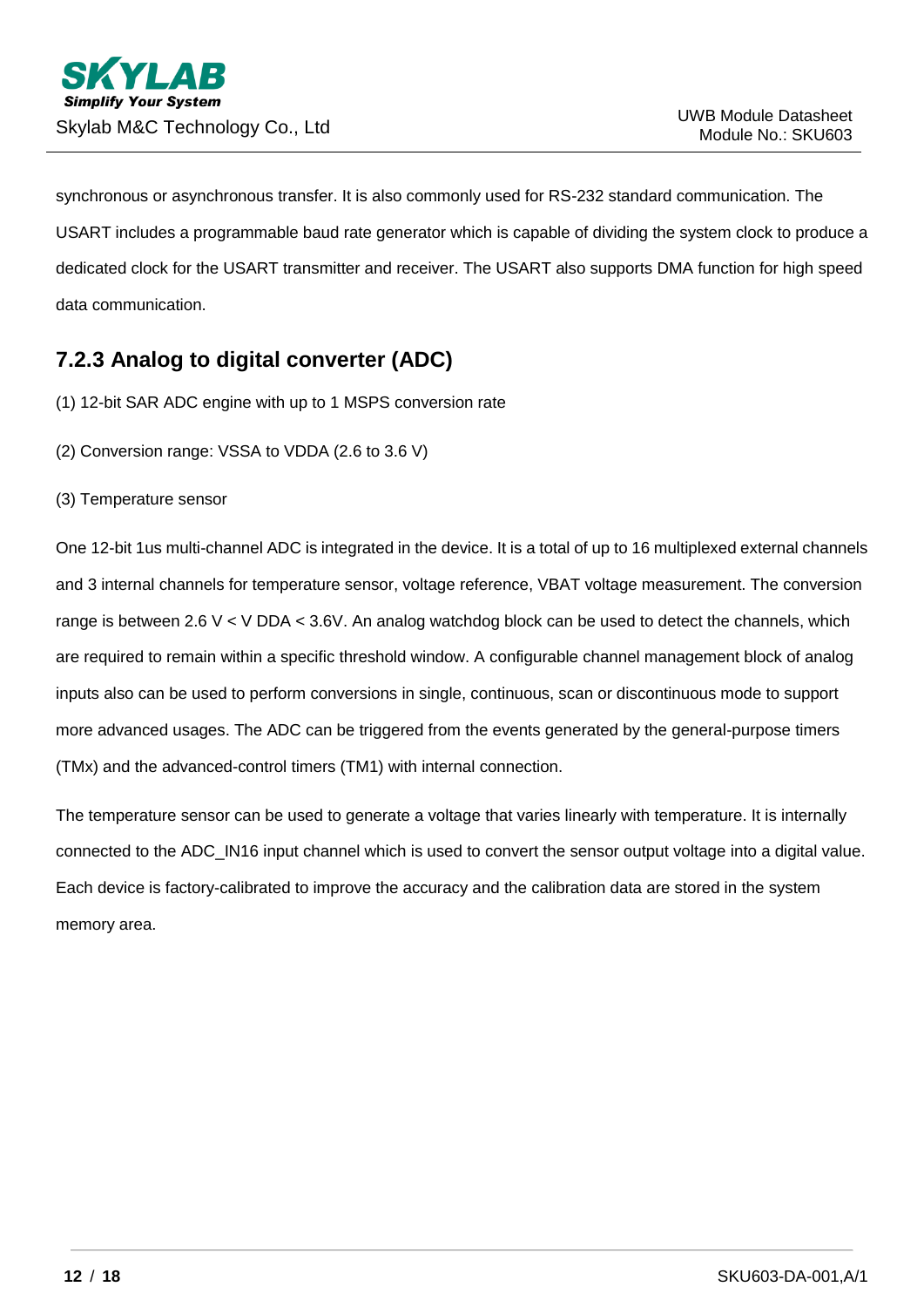synchronous or asynchronous transfer. It is also commonly used for RS-232 standard communication. The USART includes a programmable baud rate generator which is capable of dividing the system clock to produce a dedicated clock for the USART transmitter and receiver. The USART also supports DMA function for high speed data communication.

### 7.2.3 Analog to digital converter (ADC)

(1) 12-bit SAR ADC engine with up to 1 MSPS conversion rate

(2) Conversion range: VSSA to VDDA (2.6 to 3.6 V)

(3) Temperature sensor

One 12-bit 1us multi-channel ADC is integrated in the device. It is a total of up to 16 multiplexed external channels and 3 internal channels for temperature sensor, voltage reference, VBAT voltage measurement. The conversion range is between 2.6 V < V DDA < 3.6V. An analog watchdog block can be used to detect the channels, which are required to remain within a specific threshold window. A configurable channel management block of analog inputs also can be used to perform conversions in single, continuous, scan or discontinuous mode to support more advanced usages. The ADC can be triggered from the events generated by the general-purpose timers (TMx) and the advanced-control timers (TM1) with internal connection.

The temperature sensor can be used to generate a voltage that varies linearly with temperature. It is internally connected to the ADC_IN16 input channel which is used to convert the sensor output voltage into a digital value. Each device is factory-calibrated to improve the accuracy and the calibration data are stored in the system memory area.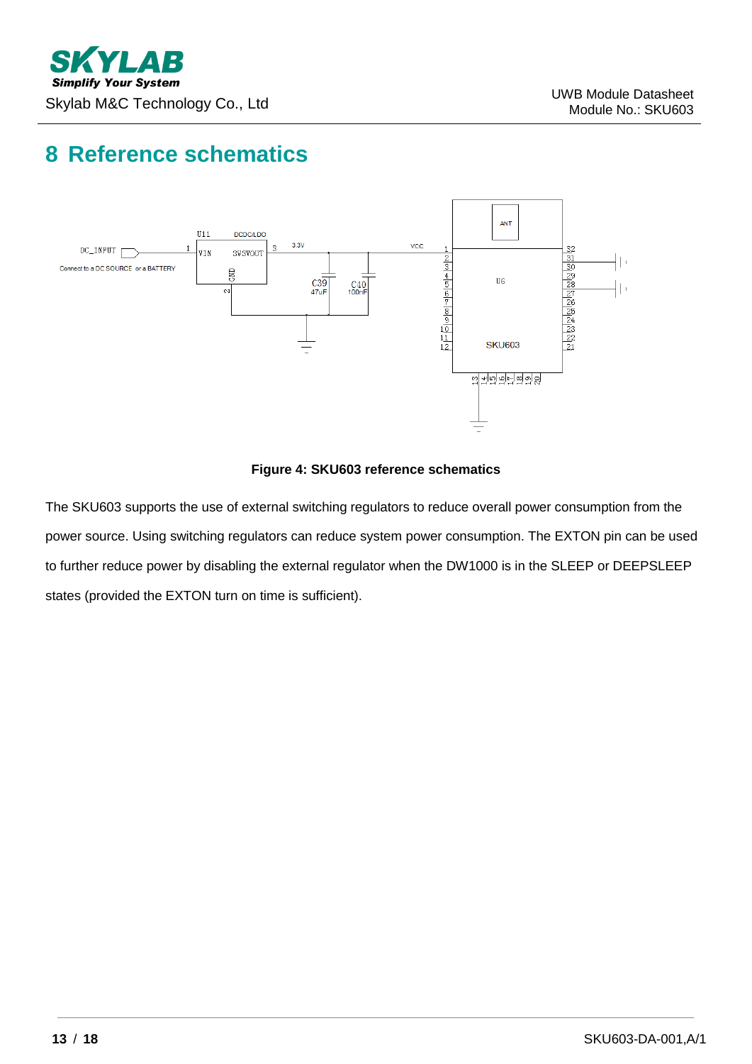# 8 Reference schematics

**Figure 4: SKU603 reference schematics**

The SKU603 supports the use of external switching regulators to reduce overall power consumption from the power source. Using switching regulators can reduce system power consumption. The EXTON pin can be used to further reduce power by disabling the external regulator when the DW1000 is in the SLEEP or DEEPSLEEP states (provided the EXTON turn on time is sufficient).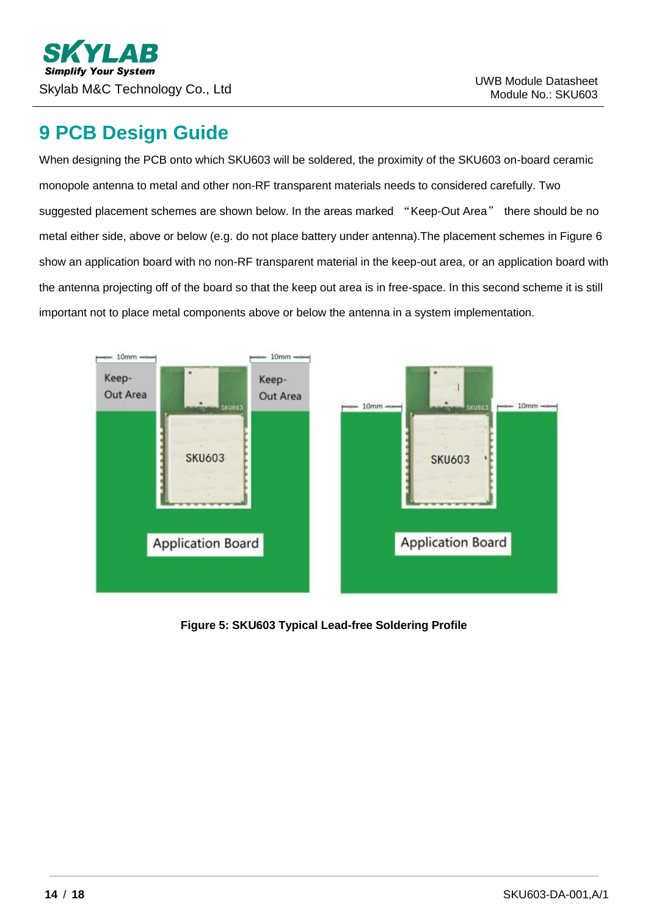# 9 PCB Design Guide

When designing the PCB onto which SKU603 will be soldered, the proximity of the SKU603 on-board ceramic monopole antenna to metal and other non-RF transparent materials needs to considered carefully. Two suggested placement schemes are shown below. In the areas marked "Keep-Out Area" there should be no metal either side, above or below (e.g. do not place battery under antenna).The placement schemes in Figure 6 show an application board with no non-RF transparent material in the keep-out area, or an application board with the antenna projecting off of the board so that the keep out area is in free-space. In this second scheme it is still important not to place metal components above or below the antenna in a system implementation.

**Figure 5: SKU603 Typical Lead-free Soldering Profile**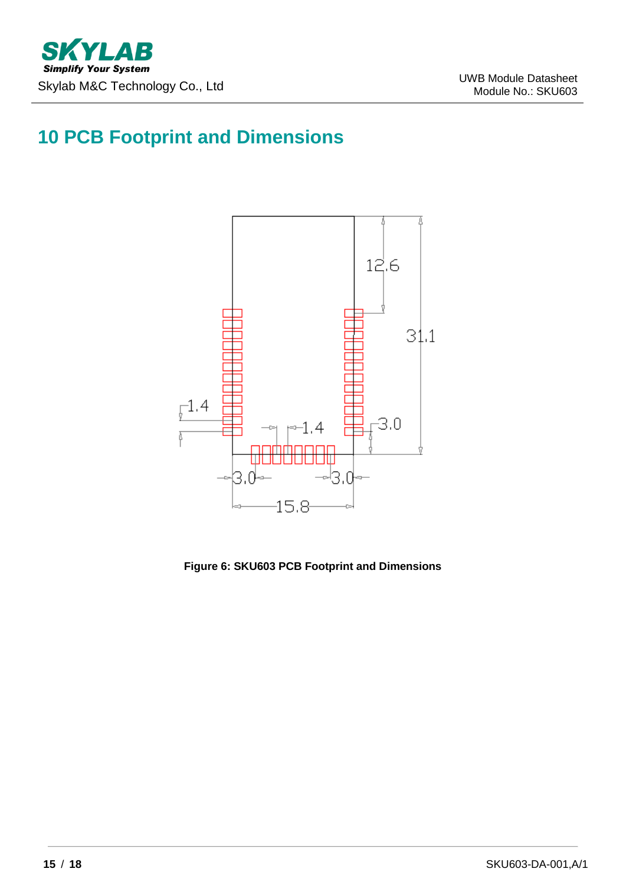# 10 PCB Footprint and Dimensions

**Figure 6: SKU603 PCB Footprint and Dimensions**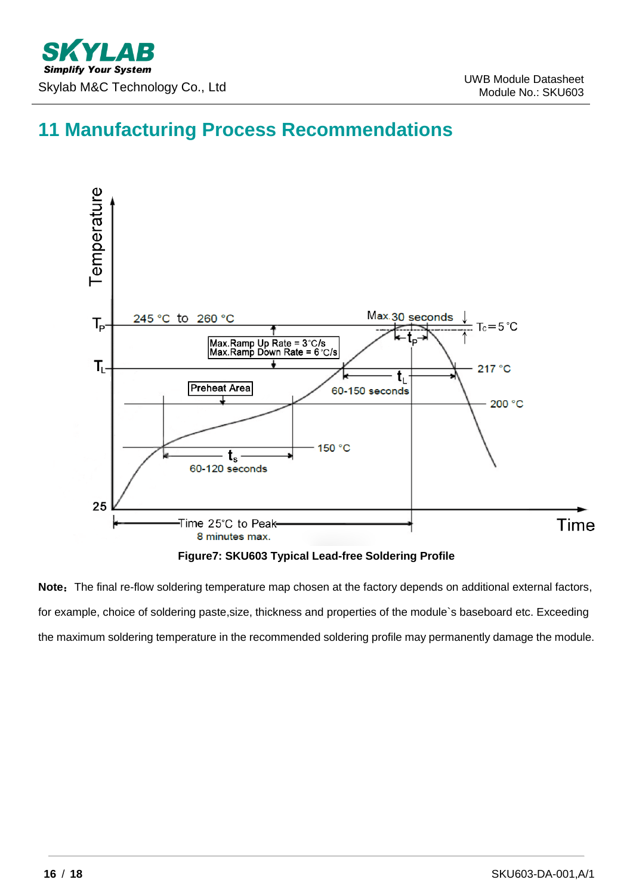# 11 Manufacturing Process Recommendations

Figure7: SKU603 Typical Lead-free Soldering Profile

**Note：** The final re-flow soldering temperature map chosen at the factory depends on additional external factors, for example, choice of soldering paste,size, thickness and properties of the module`s baseboard etc. Exceeding the maximum soldering temperature in the recommended soldering profile may permanently damage the module.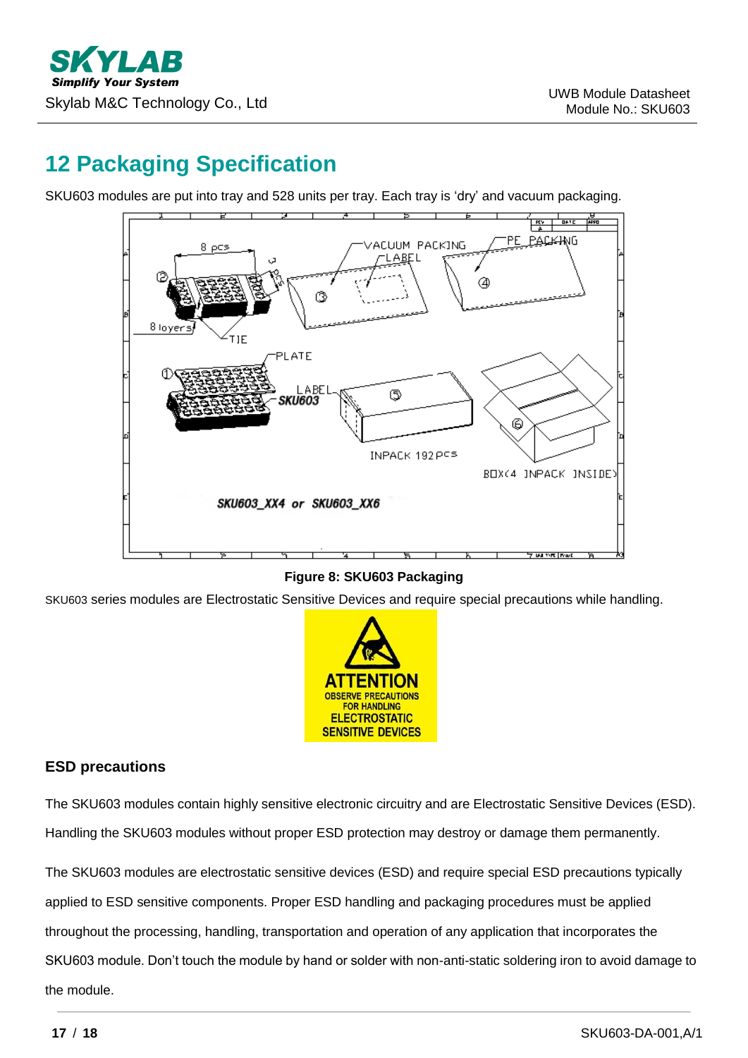## 12 Packaging Specification

SKU603 modules are put into tray and 528 units per tray. Each tray is 'dry' and vacuum packaging.

**Figure 8: SKU603 Packaging**

SKU603 series modules are Electrostatic Sensitive Devices and require special precautions while handling.

### ESD precautions

The SKU603 modules contain highly sensitive electronic circuitry and are Electrostatic Sensitive Devices (ESD). Handling the SKU603 modules without proper ESD protection may destroy or damage them permanently.

The SKU603 modules are electrostatic sensitive devices (ESD) and require special ESD precautions typically applied to ESD sensitive components. Proper ESD handling and packaging procedures must be applied throughout the processing, handling, transportation and operation of any application that incorporates the SKU603 module. Don't touch the module by hand or solder with non-anti-static soldering iron to avoid damage to the module.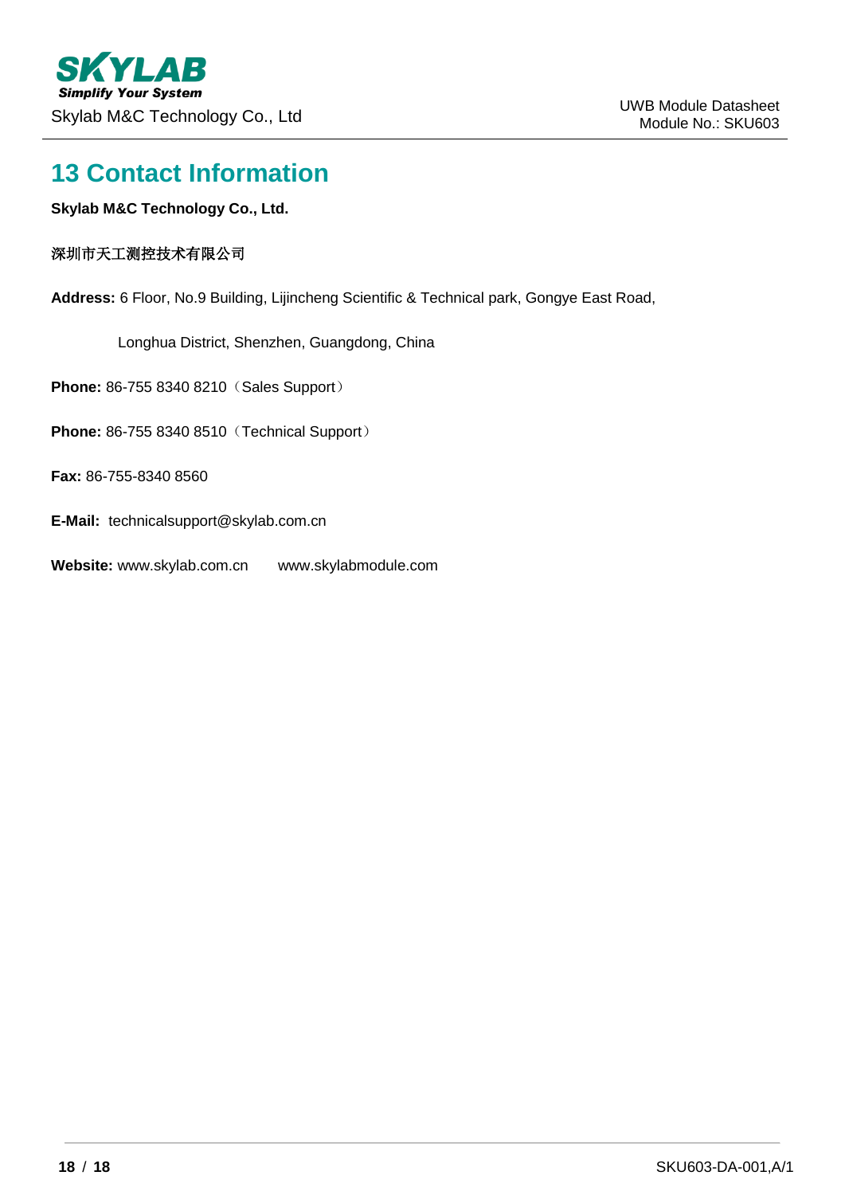# 13 Contact Information

**Skylab M&C Technology Co., Ltd.**

深圳市天工测控技术有限公司

**Address:** 6 Floor, No.9 Building, Lijincheng Scientific & Technical park, Gongye East Road,

Longhua District, Shenzhen, Guangdong, China

**Phone:** 86-755 8340 8210（Sales Support）

**Phone:** 86-755 8340 8510（Technical Support）

**Fax:** 86-755-8340 8560

**E-Mail:** technicalsupport@skylab.com.cn

**Website:** www.skylab.com.cn www.skylabmodule.com